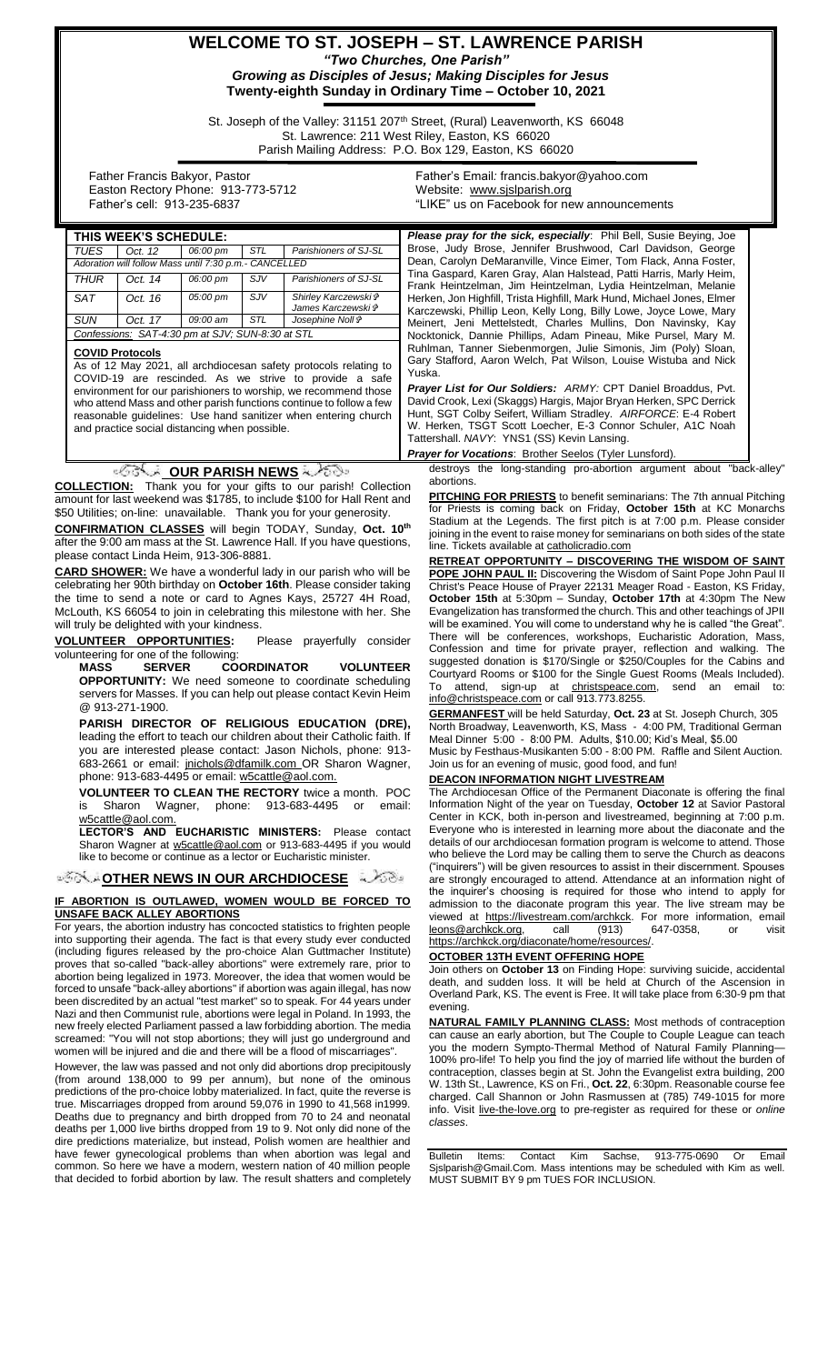# WELCOME TO ST. JOSEPH – ST. LAWRENCE PARISH

***"Two Churches, One Parish"***

***Growing as Disciples of Jesus; Making Disciples for Jesus***

**Twenty-eighth Sunday in Ordinary Time – October 10, 2021**

St. Joseph of the Valley: 31151 207th Street, (Rural) Leavenworth, KS 66048
St. Lawrence: 211 West Riley, Easton, KS 66020
Parish Mailing Address: P.O. Box 129, Easton, KS 66020

Father Francis Bakyor, Pastor
Easton Rectory Phone: 913-773-5712
Father's cell: 913-235-6837

Father's Email: francis.bakyor@yahoo.com
Website: www.sjslparish.org
"LIKE" us on Facebook for new announcements

| THIS WEEK'S SCHEDULE: | | | | |
|---|---|---|---|---|
| TUES | Oct. 12 | 06:00 pm | STL | Parishioners of SJ-SL |
| Adoration will follow Mass until 7:30 p.m.- CANCELLED | | | | |
| THUR | Oct. 14 | 06:00 pm | SJV | Parishioners of SJ-SL |
| SAT | Oct. 16 | 05:00 pm | SJV | Shirley Karczewski ✞ James Karczewski ✞ |
| SUN | Oct. 17 | 09:00 am | STL | Josephine Noll ✞ |
| Confessions: SAT-4:30 pm at SJV; SUN-8:30 at STL | | | | |

**COVID Protocols**

As of 12 May 2021, all archdiocesan safety protocols relating to COVID-19 are rescinded. As we strive to provide a safe environment for our parishioners to worship, we recommend those who attend Mass and other parish functions continue to follow a few reasonable guidelines: Use hand sanitizer when entering church and practice social distancing when possible.

***Please pray for the sick, especially***: Phil Bell, Susie Beying, Joe Brose, Judy Brose, Jennifer Brushwood, Carl Davidson, George Dean, Carolyn DeMaranville, Vince Eimer, Tom Flack, Anna Foster, Tina Gaspard, Karen Gray, Alan Halstead, Patti Harris, Marly Heim, Frank Heintzelman, Jim Heintzelman, Lydia Heintzelman, Melanie Herken, Jon Highfill, Trista Highfill, Mark Hund, Michael Jones, Elmer Karczewski, Phillip Leon, Kelly Long, Billy Lowe, Joyce Lowe, Mary Meinert, Jeni Mettelstedt, Charles Mullins, Don Navinsky, Kay Nocktonick, Dannie Phillips, Adam Pineau, Mike Pursel, Mary M. Ruhlman, Tanner Siebenmorgen, Julie Simonis, Jim (Poly) Sloan, Gary Stafford, Aaron Welch, Pat Wilson, Louise Wistuba and Nick Yuska.

***Prayer List for Our Soldiers:*** *ARMY:* CPT Daniel Broaddus, Pvt. David Crook, Lexi (Skaggs) Hargis, Major Bryan Herken, SPC Derrick Hunt, SGT Colby Seifert, William Stradley. *AIRFORCE*: E-4 Robert W. Herken, TSGT Scott Loecher, E-3 Connor Schuler, A1C Noah Tattershall. *NAVY*: YNS1 (SS) Kevin Lansing.

***Prayer for Vocations***: Brother Seelos (Tyler Lunsford).

## OUR PARISH NEWS

**COLLECTION:** Thank you for your gifts to our parish! Collection amount for last weekend was $1785, to include $100 for Hall Rent and $50 Utilities; on-line: unavailable. Thank you for your generosity.

**CONFIRMATION CLASSES** will begin TODAY, Sunday, **Oct. 10th** after the 9:00 am mass at the St. Lawrence Hall. If you have questions, please contact Linda Heim, 913-306-8881.

**CARD SHOWER:** We have a wonderful lady in our parish who will be celebrating her 90th birthday on **October 16th**. Please consider taking the time to send a note or card to Agnes Kays, 25727 4H Road, McLouth, KS 66054 to join in celebrating this milestone with her. She will truly be delighted with your kindness.

**VOLUNTEER OPPORTUNITIES:** Please prayerfully consider volunteering for one of the following:

**MASS SERVER COORDINATOR VOLUNTEER OPPORTUNITY:** We need someone to coordinate scheduling servers for Masses. If you can help out please contact Kevin Heim @ 913-271-1900.

**PARISH DIRECTOR OF RELIGIOUS EDUCATION (DRE),** leading the effort to teach our children about their Catholic faith. If you are interested please contact: Jason Nichols, phone: 913-683-2661 or email: jnichols@dfamilk.com OR Sharon Wagner, phone: 913-683-4495 or email: w5cattle@aol.com.

**VOLUNTEER TO CLEAN THE RECTORY** twice a month. POC is Sharon Wagner, phone: 913-683-4495 or email: w5cattle@aol.com.

**LECTOR'S AND EUCHARISTIC MINISTERS:** Please contact Sharon Wagner at w5cattle@aol.com or 913-683-4495 if you would like to become or continue as a lector or Eucharistic minister.

## OTHER NEWS IN OUR ARCHDIOCESE

**IF ABORTION IS OUTLAWED, WOMEN WOULD BE FORCED TO UNSAFE BACK ALLEY ABORTIONS**

For years, the abortion industry has concocted statistics to frighten people into supporting their agenda. The fact is that every study ever conducted (including figures released by the pro-choice Alan Guttmacher Institute) proves that so-called "back-alley abortions" were extremely rare, prior to abortion being legalized in 1973. Moreover, the idea that women would be forced to unsafe "back-alley abortions" if abortion was again illegal, has now been discredited by an actual "test market" so to speak. For 44 years under Nazi and then Communist rule, abortions were legal in Poland. In 1993, the new freely elected Parliament passed a law forbidding abortion. The media screamed: "You will not stop abortions; they will just go underground and women will be injured and die and there will be a flood of miscarriages".

However, the law was passed and not only did abortions drop precipitously (from around 138,000 to 99 per annum), but none of the ominous predictions of the pro-choice lobby materialized. In fact, quite the reverse is true. Miscarriages dropped from around 59,076 in 1990 to 41,568 in1999. Deaths due to pregnancy and birth dropped from 70 to 24 and neonatal deaths per 1,000 live births dropped from 19 to 9. Not only did none of the dire predictions materialize, but instead, Polish women are healthier and have fewer gynecological problems than when abortion was legal and common. So here we have a modern, western nation of 40 million people that decided to forbid abortion by law. The result shatters and completely destroys the long-standing pro-abortion argument about "back-alley" abortions.

**PITCHING FOR PRIESTS** to benefit seminarians: The 7th annual Pitching for Priests is coming back on Friday, **October 15th** at KC Monarchs Stadium at the Legends. The first pitch is at 7:00 p.m. Please consider joining in the event to raise money for seminarians on both sides of the state line. Tickets available at catholicradio.com

**RETREAT OPPORTUNITY – DISCOVERING THE WISDOM OF SAINT POPE JOHN PAUL II:** Discovering the Wisdom of Saint Pope John Paul II Christ's Peace House of Prayer 22131 Meager Road - Easton, KS Friday, **October 15th** at 5:30pm – Sunday, **October 17th** at 4:30pm The New Evangelization has transformed the church. This and other teachings of JPII will be examined. You will come to understand why he is called "the Great". There will be conferences, workshops, Eucharistic Adoration, Mass, Confession and time for private prayer, reflection and walking. The suggested donation is $170/Single or $250/Couples for the Cabins and Courtyard Rooms or $100 for the Single Guest Rooms (Meals Included). To attend, sign-up at christspeace.com, send an email to: info@christspeace.com or call 913.773.8255.

**GERMANFEST** will be held Saturday, **Oct. 23** at St. Joseph Church, 305 North Broadway, Leavenworth, KS, Mass - 4:00 PM, Traditional German Meal Dinner 5:00 - 8:00 PM. Adults, $10.00; Kid's Meal, $5.00
Music by Festhaus-Musikanten 5:00 - 8:00 PM. Raffle and Silent Auction. Join us for an evening of music, good food, and fun!

**DEACON INFORMATION NIGHT LIVESTREAM**

The Archdiocesan Office of the Permanent Diaconate is offering the final Information Night of the year on Tuesday, **October 12** at Savior Pastoral Center in KCK, both in-person and livestreamed, beginning at 7:00 p.m. Everyone who is interested in learning more about the diaconate and the details of our archdiocesan formation program is welcome to attend. Those who believe the Lord may be calling them to serve the Church as deacons ("inquirers") will be given resources to assist in their discernment. Spouses are strongly encouraged to attend. Attendance at an information night of the inquirer's choosing is required for those who intend to apply for admission to the diaconate program this year. The live stream may be viewed at https://livestream.com/archkck. For more information, email leons@archkck.org, call (913) 647-0358, or visit https://archkck.org/diaconate/home/resources/.

**OCTOBER 13TH EVENT OFFERING HOPE**

Join others on **October 13** on Finding Hope: surviving suicide, accidental death, and sudden loss. It will be held at Church of the Ascension in Overland Park, KS. The event is Free. It will take place from 6:30-9 pm that evening.

**NATURAL FAMILY PLANNING CLASS:** Most methods of contraception can cause an early abortion, but The Couple to Couple League can teach you the modern Sympto-Thermal Method of Natural Family Planning—100% pro-life! To help you find the joy of married life without the burden of contraception, classes begin at St. John the Evangelist extra building, 200 W. 13th St., Lawrence, KS on Fri., **Oct. 22**, 6:30pm. Reasonable course fee charged. Call Shannon or John Rasmussen at (785) 749-1015 for more info. Visit live-the-love.org to pre-register as required for these or *online classes*.

Bulletin Items: Contact Kim Sachse, 913-775-0690 Or Email Sjslparish@Gmail.Com. Mass intentions may be scheduled with Kim as well. MUST SUBMIT BY 9 pm TUES FOR INCLUSION.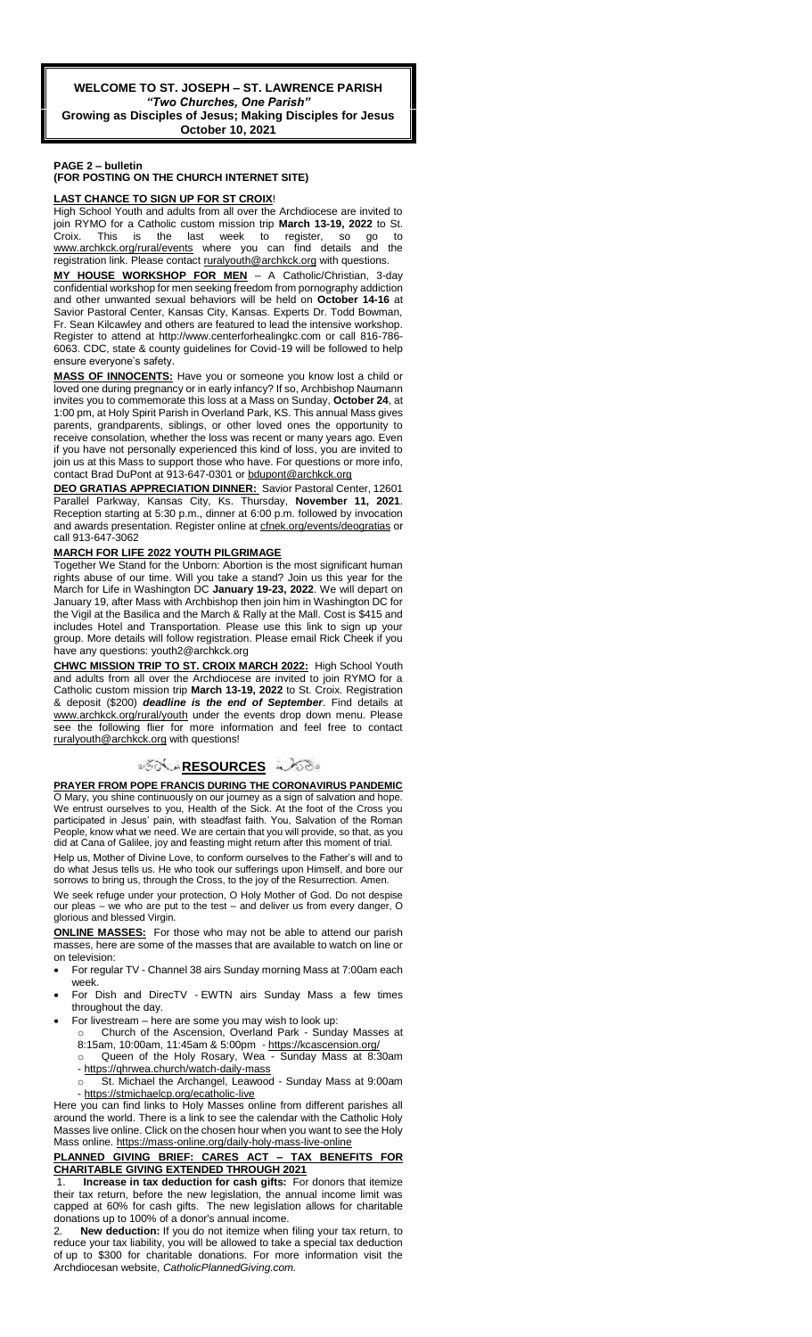**WELCOME TO ST. JOSEPH – ST. LAWRENCE PARISH**
***"Two Churches, One Parish"***
**Growing as Disciples of Jesus; Making Disciples for Jesus**
**October 10, 2021**

**PAGE 2 – bulletin**
**(FOR POSTING ON THE CHURCH INTERNET SITE)**

**LAST CHANCE TO SIGN UP FOR ST CROIX!**

High School Youth and adults from all over the Archdiocese are invited to join RYMO for a Catholic custom mission trip **March 13-19, 2022** to St. Croix. This is the last week to register, so go to www.archkck.org/rural/events where you can find details and the registration link. Please contact ruralyouth@archkck.org with questions.

**MY HOUSE WORKSHOP FOR MEN** – A Catholic/Christian, 3-day confidential workshop for men seeking freedom from pornography addiction and other unwanted sexual behaviors will be held on **October 14-16** at Savior Pastoral Center, Kansas City, Kansas. Experts Dr. Todd Bowman, Fr. Sean Kilcawley and others are featured to lead the intensive workshop. Register to attend at http://www.centerforhealingkc.com or call 816-786-6063. CDC, state & county guidelines for Covid-19 will be followed to help ensure everyone's safety.

**MASS OF INNOCENTS:** Have you or someone you know lost a child or loved one during pregnancy or in early infancy? If so, Archbishop Naumann invites you to commemorate this loss at a Mass on Sunday, **October 24**, at 1:00 pm, at Holy Spirit Parish in Overland Park, KS. This annual Mass gives parents, grandparents, siblings, or other loved ones the opportunity to receive consolation, whether the loss was recent or many years ago. Even if you have not personally experienced this kind of loss, you are invited to join us at this Mass to support those who have. For questions or more info, contact Brad DuPont at 913-647-0301 or bdupont@archkck.org

**DEO GRATIAS APPRECIATION DINNER:** Savior Pastoral Center, 12601 Parallel Parkway, Kansas City, Ks. Thursday, **November 11, 2021**. Reception starting at 5:30 p.m., dinner at 6:00 p.m. followed by invocation and awards presentation. Register online at cfnek.org/events/deogratias or call 913-647-3062

**MARCH FOR LIFE 2022 YOUTH PILGRIMAGE**

Together We Stand for the Unborn: Abortion is the most significant human rights abuse of our time. Will you take a stand? Join us this year for the March for Life in Washington DC **January 19-23, 2022**. We will depart on January 19, after Mass with Archbishop then join him in Washington DC for the Vigil at the Basilica and the March & Rally at the Mall. Cost is $415 and includes Hotel and Transportation. Please use this link to sign up your group. More details will follow registration. Please email Rick Cheek if you have any questions: youth2@archkck.org

**CHWC MISSION TRIP TO ST. CROIX MARCH 2022:** High School Youth and adults from all over the Archdiocese are invited to join RYMO for a Catholic custom mission trip **March 13-19, 2022** to St. Croix. Registration & deposit ($200) ***deadline is the end of September***. Find details at www.archkck.org/rural/youth under the events drop down menu. Please see the following flier for more information and feel free to contact ruralyouth@archkck.org with questions!

## RESOURCES

**PRAYER FROM POPE FRANCIS DURING THE CORONAVIRUS PANDEMIC**

O Mary, you shine continuously on our journey as a sign of salvation and hope. We entrust ourselves to you, Health of the Sick. At the foot of the Cross you participated in Jesus' pain, with steadfast faith. You, Salvation of the Roman People, know what we need. We are certain that you will provide, so that, as you did at Cana of Galilee, joy and feasting might return after this moment of trial.

Help us, Mother of Divine Love, to conform ourselves to the Father's will and to do what Jesus tells us. He who took our sufferings upon Himself, and bore our sorrows to bring us, through the Cross, to the joy of the Resurrection. Amen.

We seek refuge under your protection, O Holy Mother of God. Do not despise our pleas – we who are put to the test – and deliver us from every danger, O glorious and blessed Virgin.

**ONLINE MASSES:** For those who may not be able to attend our parish masses, here are some of the masses that are available to watch on line or on television:

- For regular TV - Channel 38 airs Sunday morning Mass at 7:00am each week.
- For Dish and DirecTV - EWTN airs Sunday Mass a few times throughout the day.
- For livestream – here are some you may wish to look up:
  - Church of the Ascension, Overland Park - Sunday Masses at 8:15am, 10:00am, 11:45am & 5:00pm - https://kcascension.org/
  - Queen of the Holy Rosary, Wea - Sunday Mass at 8:30am - https://qhrwea.church/watch-daily-mass
  - St. Michael the Archangel, Leawood - Sunday Mass at 9:00am - https://stmichaelcp.org/ecatholic-live

Here you can find links to Holy Masses online from different parishes all around the world. There is a link to see the calendar with the Catholic Holy Masses live online. Click on the chosen hour when you want to see the Holy Mass online. https://mass-online.org/daily-holy-mass-live-online

**PLANNED GIVING BRIEF: CARES ACT – TAX BENEFITS FOR CHARITABLE GIVING EXTENDED THROUGH 2021**

1. **Increase in tax deduction for cash gifts:** For donors that itemize their tax return, before the new legislation, the annual income limit was capped at 60% for cash gifts. The new legislation allows for charitable donations up to 100% of a donor's annual income.
2. **New deduction:** If you do not itemize when filing your tax return, to reduce your tax liability, you will be allowed to take a special tax deduction of up to $300 for charitable donations. For more information visit the Archdiocesan website, *CatholicPlannedGiving.com.*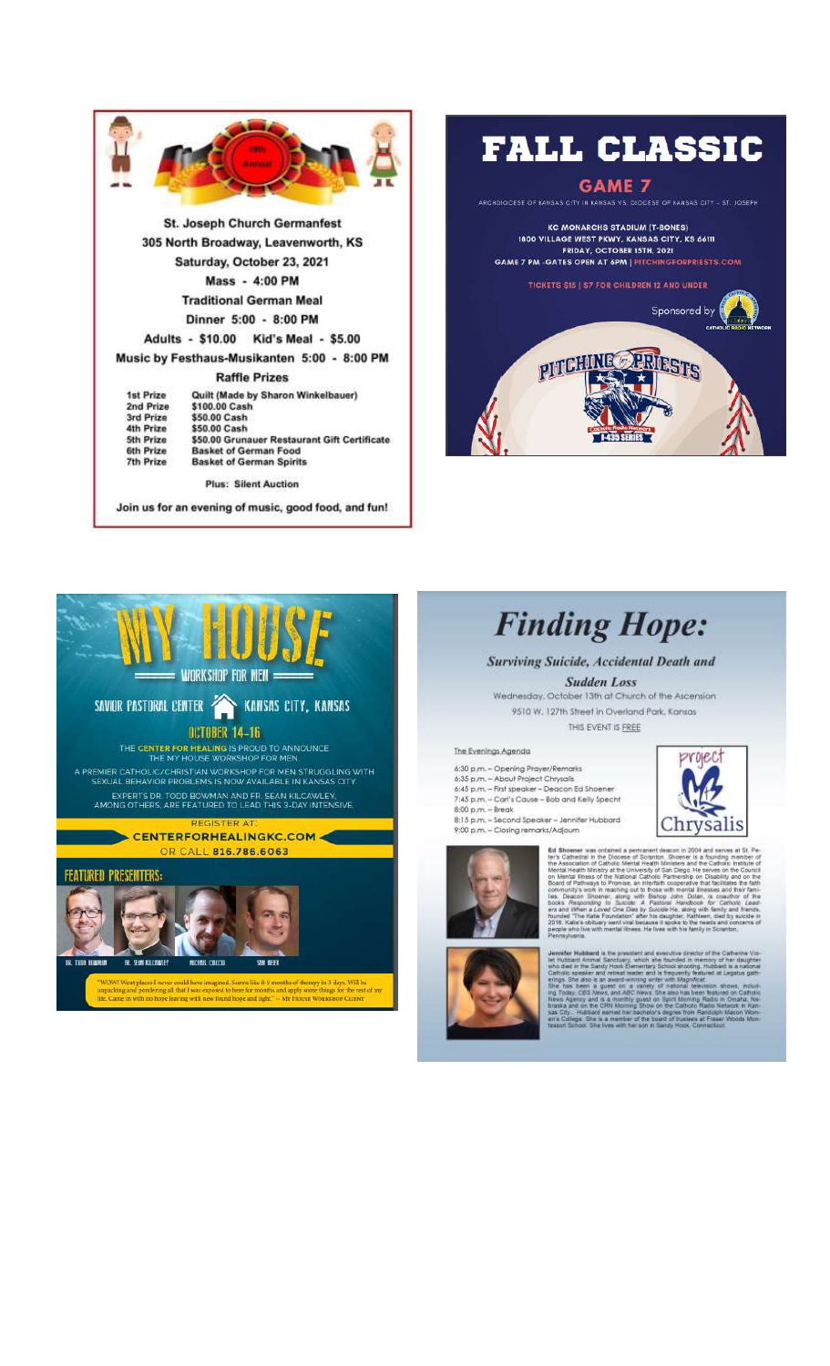St. Joseph Church Germanfest

305 North Broadway, Leavenworth, KS

Saturday, October 23, 2021

Mass - 4:00 PM

Traditional German Meal

Dinner 5:00 - 8:00 PM

Adults - $10.00 Kid's Meal - $5.00

Music by Festhaus-Musikanten 5:00 - 8:00 PM

Raffle Prizes

| | |
|---|---|
| 1st Prize | Quilt (Made by Sharon Winkelbauer) |
| 2nd Prize | $100.00 Cash |
| 3rd Prize | $50.00 Cash |
| 4th Prize | $50.00 Cash |
| 5th Prize | $50.00 Grunauer Restaurant Gift Certificate |
| 6th Prize | Basket of German Food |
| 7th Prize | Basket of German Spirits |

Plus: Silent Auction

Join us for an evening of music, good food, and fun!

# FALL CLASSIC

## GAME 7

ARCHDIOCESE OF KANSAS CITY IN KANSAS VS. DIOCESE OF KANSAS CITY – ST. JOSEPH

KC MONARCHS STADIUM (T-BONES)
1800 VILLAGE WEST PKWY, KANSAS CITY, KS 66111
FRIDAY, OCTOBER 15TH, 2021
GAME 7 PM - GATES OPEN AT 6PM | PITCHINGFORPRIESTS.COM

TICKETS $15 | $7 FOR CHILDREN 12 AND UNDER

Sponsored by Catholic Radio Network

PITCHING for PRIESTS – Catholic Radio Network I-435 SERIES

# MY HOUSE

WORKSHOP FOR MEN

SAVIOR PASTORAL CENTER – KANSAS CITY, KANSAS

OCTOBER 14-16

THE CENTER FOR HEALING IS PROUD TO ANNOUNCE THE MY HOUSE WORKSHOP FOR MEN.

A PREMIER CATHOLIC/CHRISTIAN WORKSHOP FOR MEN STRUGGLING WITH SEXUAL BEHAVIOR PROBLEMS IS NOW AVAILABLE IN KANSAS CITY.

EXPERTS DR. TODD BOWMAN AND FR. SEAN KILCAWLEY, AMONG OTHERS, ARE FEATURED TO LEAD THIS 3-DAY INTENSIVE.

REGISTER AT: CENTERFORHEALINGKC.COM OR CALL 816.786.6063

FEATURED PRESENTERS:

DR. TODD BOWMAN, FR. SEAN KILCAWLEY, MICHAEL COLECCI, SAM MEIER

"WOW! Went places I never could have imagined. Seems like 8-9 months of therapy in 3 days. Will be unpacking and pondering all that I was exposed to here for months and apply some things for the rest of my life. Came in with no hope leaving with new found hope and light." – My House Workshop Client

# Finding Hope:

***Surviving Suicide, Accidental Death and Sudden Loss***

Wednesday, October 13th at Church of the Ascension
9510 W. 127th Street in Overland Park, Kansas

THIS EVENT IS FREE

The Evenings Agenda

- 6:30 p.m. – Opening Prayer/Remarks
- 6:35 p.m. – About Project Chrysalis
- 6:45 p.m. – First speaker – Deacon Ed Shoener
- 7:45 p.m. – Carl's Cause – Bob and Kelly Specht
- 8:00 p.m. – Break
- 8:15 p.m. – Second Speaker – Jennifer Hubbard
- 9:00 p.m. – Closing remarks/Adjourn

project Chrysalis

**Ed Shoener** was ordained a permanent deacon in 2004 and serves at St. Peter's Cathedral in the Diocese of Scranton. Shoener is a founding member of the Association of Catholic Mental Health Ministers and the Catholic Institute of Mental Health Ministry at the University of San Diego. He serves on the Council on Mental Illness of the National Catholic Partnership on Disability and on the Board of Pathways to Promise, an interfaith cooperative that facilitates the faith community's work in reaching out to those with mental illnesses and their families. Deacon Shoener, along with Bishop John Dolan, is coauthor of the books *Responding to Suicide: A Pastoral Handbook for Catholic Leaders* and *When a Loved One Dies by Suicide*. He, along with family and friends, founded "The Katie Foundation" after his daughter, Kathleen, died by suicide in 2016. Katie's obituary went viral because it spoke to the needs and concerns of people who live with mental illness. He lives with his family in Scranton, Pennsylvania.

**Jennifer Hubbard** is the president and executive director of the Catherine Violet Hubbard Animal Sanctuary, which she founded in memory of her daughter who died in the Sandy Hook Elementary School shooting. Hubbard is a national Catholic speaker and retreat leader and is frequently featured at Legatus gatherings. She also is an award-winning writer with *Magnificat*. She has been a guest on a variety of national television shows, including *Today*, *CBS News*, and *ABC News*. She also has been featured on Catholic News Agency and is a monthly guest on Spirit Morning Radio in Omaha, Nebraska and on the CRN Morning Show on the Catholic Radio Network in Kansas City.. Hubbard earned her bachelor's degree from Randolph Macon Women's College. She is a member of the board of trustees at Fraser Woods Montessori School. She lives with her son in Sandy Hook, Connecticut.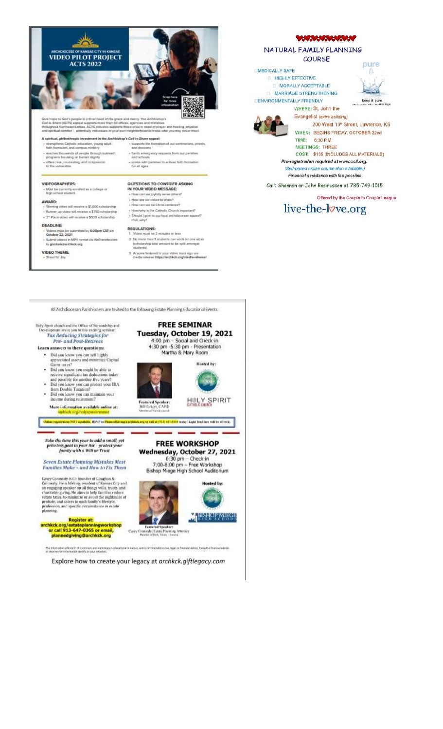ARCHDIOCESE OF KANSAS CITY IN KANSAS

# VIDEO PILOT PROJECT ACTS 2022

Scan here for more information

Give hope to God's people in critical need of His grace and mercy. The Archbishop's Call to Share (ACTS) appeal supports more than 40 offices, agencies and ministries throughout Northeast Kansas. ACTS provides supports those of us in need of prayer and healing, physical and spiritual comfort – potentially individuals in your own neighborhood or those who you may never meet.

**A spiritual, philanthropic investment in the Archbishop's Call to Share appeal:**

- strengthens Catholic education, young adult faith formation, and campus ministry
- reaches thousands of people through outreach programs focusing on human dignity
- offers care, counseling, and compassion to the vulnerable
- supports the formation of our seminarians, priests, and deacons
- funds emergency requests from our parishes and schools
- works with parishes to enliven faith formation for all ages

**VIDEOGRAPHERS:**

- Must be currently enrolled as a college or high school student.

**AWARD:**

- Winning video will receive a $1,000 scholarship
- Runner-up video will receive a $750 scholarship
- 3rd Place video will receive a $500 scholarship

**DEADLINE:**

- Videos must be submitted by 6:00pm CST on October 22, 2021
- Submit videos in MP4 format via WeTransfer.com to gnickels@archkck.org

**VIDEO THEME:**

- Shout for Joy

**QUESTIONS TO CONSIDER ASKING IN YOUR VIDEO MESSAGE:**

- How can we joyfully serve others?
- How are we called to share?
- How can we be Christ-centered?
- How/why is the Catholic Church important?
- Should I give to our local archdiocesan appeal? If so, why?

**REGULATIONS:**

1. Video must be 2 minutes or less
2. No more than 3 students can work on one video (scholarship total amount to be split amongst students)
3. Anyone featured in your video must sign our media release https://archkck.org/media-release/

# NATURAL FAMILY PLANNING COURSE

- MEDICALLY SAFE
- HIGHLY EFFECTIVE
- MORALLY ACCEPTABLE
- MARRIAGE STRENGTHENING
- ENVIRONMENTALLY FRIENDLY

pure

keep it pure

WHERE: St. John the Evangelist *(extra building)*
200 West 13th Street, Lawrence, KS

WHEN: BEGINS FRIDAY, OCTOBER 22nd

TIME: 6:30 P.M.

MEETINGS: THREE

COST: $135 (INCLUDES ALL MATERIALS)

***Pre-registration required at www.ccli.org.***

*(Self-paced online course also available!)*

*Financial assistance with fee possible.*

Call: Shannon or John Rasmussen at 785-749-1015

Offered by the Couple to Couple League

live-the-love.org

All Archdiocesan Parishioners are Invited to the following Estate Planning Educational Events

Holy Spirit church and the Office of Stewardship and Development invite you to this exciting seminar:

***Tax Reducing Strategies for Pre- and Post-Retirees***

**Learn answers to these questions:**

- Did you know you can sell highly appreciated assets and minimize Capital Gains taxes?
- Did you know you might be able to receive significant tax deductions today and possibly for another five years?
- Did you know you can protect your IRA from Double Taxation?
- Did you know you can maintain your income during retirement?

**More information available online at:** archkck.org/holyspiritseminar

## FREE SEMINAR

**Tuesday, October 19, 2021**

4:00 pm – Social and Check-in
4:30 pm -5:30 pm - Presentation
Martha & Mary Room

Featured Speaker: Bill Eckert, CAP®

**Hosted by:** HOLY SPIRIT CATHOLIC CHURCH

Online registration NOT available. RSVP to PlannedGiving@archkck.org or call at (913) 647-0365 today! Light food fare will be offered.

***Take the time this year to add a small, yet priceless goal to your list – protect your family with a Will or Trust***

***Seven Estate Planning Mistakes Most Families Make – and How to Fix Them***

Casey Connealy is Co-founder of Gaughan & Connealy. He is lifelong resident of Kansas City and an engaging speaker on all things wills, trusts, and charitable giving. He aims to help families reduce estate taxes, to minimize or avoid the nightmare of probate, and caters to each family's lifestyle, profession, and specific circumstance in estate planning.

**Register at: archkck.org/estateplanningworkshop or call 913-647-0365 or email, plannedgiving@archkck.org**

## FREE WORKSHOP

**Wednesday, October 27, 2021**

6:30 pm – Check-in
7:00-8:00 pm – Free Workshop
Bishop Miege High School Auditorium

Featured Speaker: Casey Connealy, Estate Planning Attorney

**Hosted by:** BISHOP MIEGE HIGH SCHOOL

The information offered in the seminars and workshops is educational in nature, and is not intended as tax, legal, or financial advice. Consult a financial advisor or attorney for information specific to your situation.

Explore how to create your legacy at *archkck.giftlegacy.com*